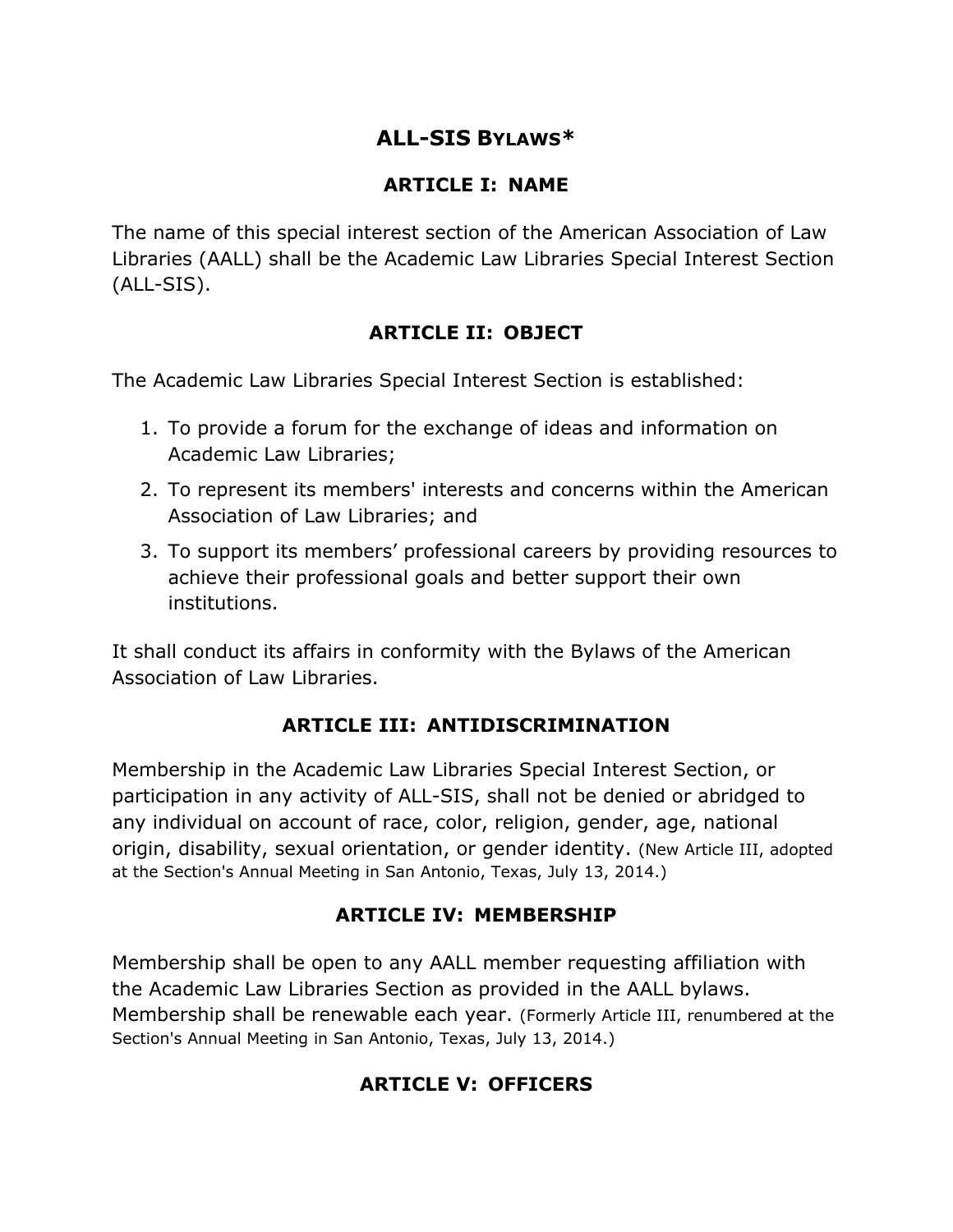# ALL-SIS Bylaws*

## ARTICLE I: NAME

The name of this special interest section of the American Association of Law Libraries (AALL) shall be the Academic Law Libraries Special Interest Section (ALL-SIS).

## ARTICLE II: OBJECT

The Academic Law Libraries Special Interest Section is established:

1. To provide a forum for the exchange of ideas and information on Academic Law Libraries;
2. To represent its members' interests and concerns within the American Association of Law Libraries; and
3. To support its members' professional careers by providing resources to achieve their professional goals and better support their own institutions.

It shall conduct its affairs in conformity with the Bylaws of the American Association of Law Libraries.

## ARTICLE III: ANTIDISCRIMINATION

Membership in the Academic Law Libraries Special Interest Section, or participation in any activity of ALL-SIS, shall not be denied or abridged to any individual on account of race, color, religion, gender, age, national origin, disability, sexual orientation, or gender identity. (New Article III, adopted at the Section's Annual Meeting in San Antonio, Texas, July 13, 2014.)

## ARTICLE IV: MEMBERSHIP

Membership shall be open to any AALL member requesting affiliation with the Academic Law Libraries Section as provided in the AALL bylaws. Membership shall be renewable each year. (Formerly Article III, renumbered at the Section's Annual Meeting in San Antonio, Texas, July 13, 2014.)

## ARTICLE V: OFFICERS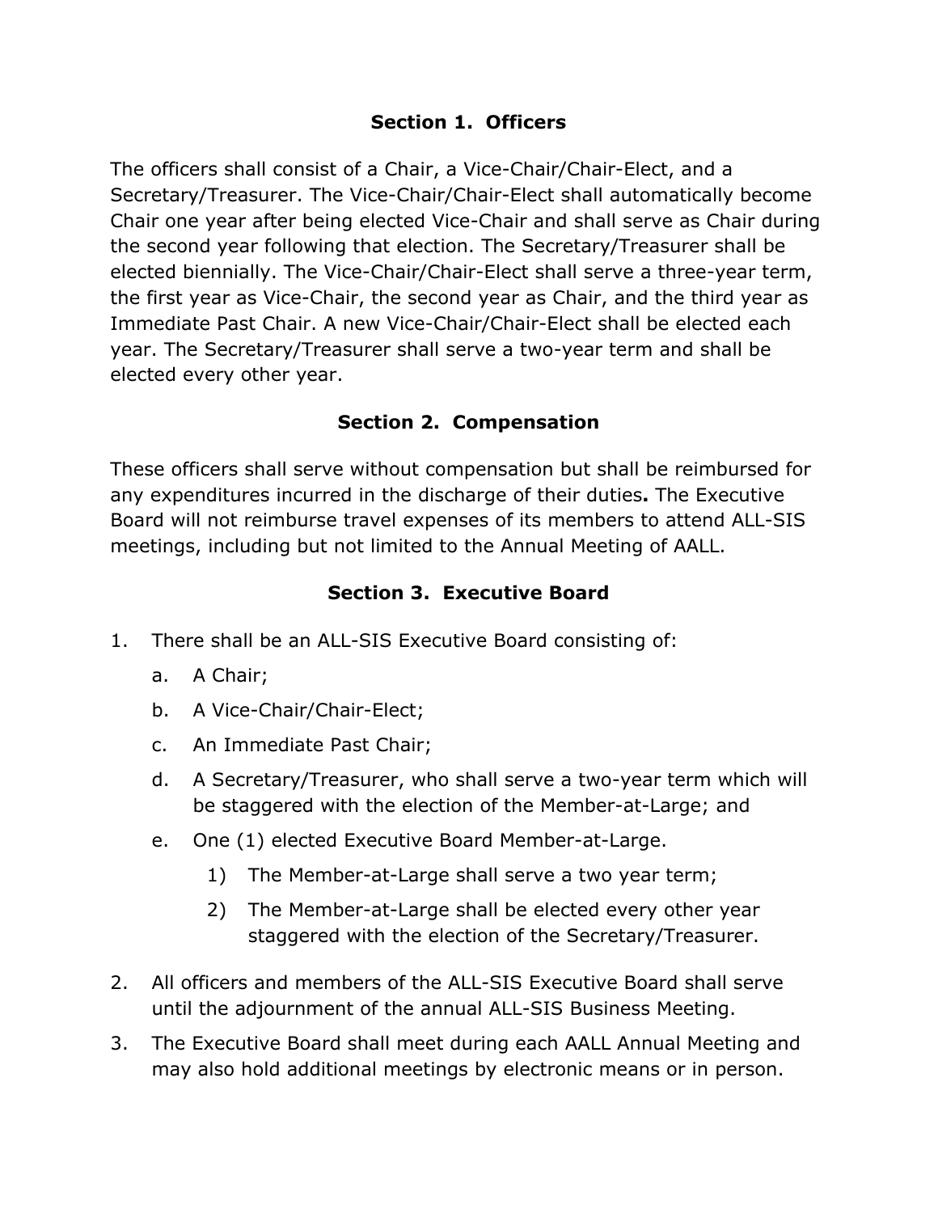## Section 1. Officers

The officers shall consist of a Chair, a Vice-Chair/Chair-Elect, and a Secretary/Treasurer. The Vice-Chair/Chair-Elect shall automatically become Chair one year after being elected Vice-Chair and shall serve as Chair during the second year following that election. The Secretary/Treasurer shall be elected biennially. The Vice-Chair/Chair-Elect shall serve a three-year term, the first year as Vice-Chair, the second year as Chair, and the third year as Immediate Past Chair. A new Vice-Chair/Chair-Elect shall be elected each year. The Secretary/Treasurer shall serve a two-year term and shall be elected every other year.

## Section 2. Compensation

These officers shall serve without compensation but shall be reimbursed for any expenditures incurred in the discharge of their duties**.** The Executive Board will not reimburse travel expenses of its members to attend ALL-SIS meetings, including but not limited to the Annual Meeting of AALL.

## Section 3. Executive Board

1. There shall be an ALL-SIS Executive Board consisting of:
   a. A Chair;
   b. A Vice-Chair/Chair-Elect;
   c. An Immediate Past Chair;
   d. A Secretary/Treasurer, who shall serve a two-year term which will be staggered with the election of the Member-at-Large; and
   e. One (1) elected Executive Board Member-at-Large.
      1) The Member-at-Large shall serve a two year term;
      2) The Member-at-Large shall be elected every other year staggered with the election of the Secretary/Treasurer.
2. All officers and members of the ALL-SIS Executive Board shall serve until the adjournment of the annual ALL-SIS Business Meeting.
3. The Executive Board shall meet during each AALL Annual Meeting and may also hold additional meetings by electronic means or in person.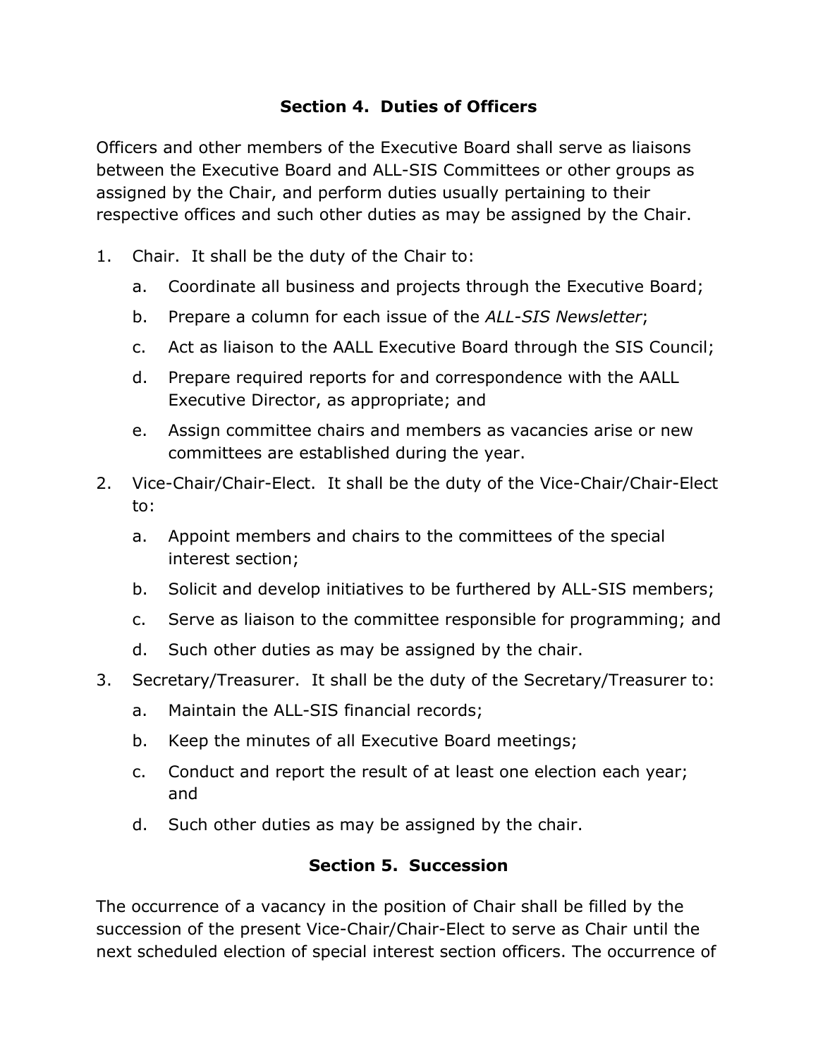## Section 4. Duties of Officers

Officers and other members of the Executive Board shall serve as liaisons between the Executive Board and ALL-SIS Committees or other groups as assigned by the Chair, and perform duties usually pertaining to their respective offices and such other duties as may be assigned by the Chair.

1. Chair. It shall be the duty of the Chair to:
   a. Coordinate all business and projects through the Executive Board;
   b. Prepare a column for each issue of the *ALL-SIS Newsletter*;
   c. Act as liaison to the AALL Executive Board through the SIS Council;
   d. Prepare required reports for and correspondence with the AALL Executive Director, as appropriate; and
   e. Assign committee chairs and members as vacancies arise or new committees are established during the year.
2. Vice-Chair/Chair-Elect. It shall be the duty of the Vice-Chair/Chair-Elect to:
   a. Appoint members and chairs to the committees of the special interest section;
   b. Solicit and develop initiatives to be furthered by ALL-SIS members;
   c. Serve as liaison to the committee responsible for programming; and
   d. Such other duties as may be assigned by the chair.
3. Secretary/Treasurer. It shall be the duty of the Secretary/Treasurer to:
   a. Maintain the ALL-SIS financial records;
   b. Keep the minutes of all Executive Board meetings;
   c. Conduct and report the result of at least one election each year; and
   d. Such other duties as may be assigned by the chair.

## Section 5. Succession

The occurrence of a vacancy in the position of Chair shall be filled by the succession of the present Vice-Chair/Chair-Elect to serve as Chair until the next scheduled election of special interest section officers. The occurrence of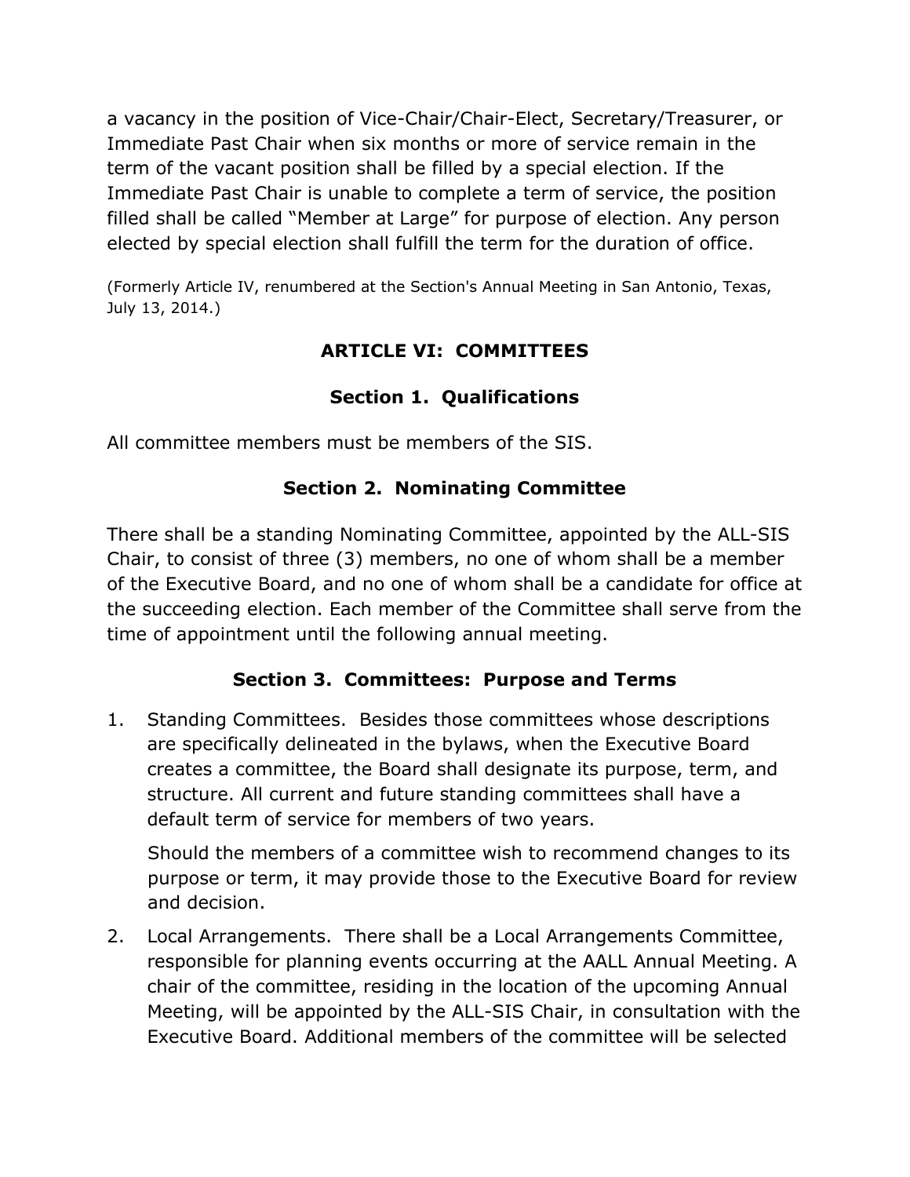a vacancy in the position of Vice-Chair/Chair-Elect, Secretary/Treasurer, or Immediate Past Chair when six months or more of service remain in the term of the vacant position shall be filled by a special election. If the Immediate Past Chair is unable to complete a term of service, the position filled shall be called "Member at Large" for purpose of election. Any person elected by special election shall fulfill the term for the duration of office.

(Formerly Article IV, renumbered at the Section's Annual Meeting in San Antonio, Texas, July 13, 2014.)

## ARTICLE VI: COMMITTEES

### Section 1. Qualifications

All committee members must be members of the SIS.

### Section 2. Nominating Committee

There shall be a standing Nominating Committee, appointed by the ALL-SIS Chair, to consist of three (3) members, no one of whom shall be a member of the Executive Board, and no one of whom shall be a candidate for office at the succeeding election. Each member of the Committee shall serve from the time of appointment until the following annual meeting.

### Section 3. Committees: Purpose and Terms

1. Standing Committees. Besides those committees whose descriptions are specifically delineated in the bylaws, when the Executive Board creates a committee, the Board shall designate its purpose, term, and structure. All current and future standing committees shall have a default term of service for members of two years.

   Should the members of a committee wish to recommend changes to its purpose or term, it may provide those to the Executive Board for review and decision.

2. Local Arrangements. There shall be a Local Arrangements Committee, responsible for planning events occurring at the AALL Annual Meeting. A chair of the committee, residing in the location of the upcoming Annual Meeting, will be appointed by the ALL-SIS Chair, in consultation with the Executive Board. Additional members of the committee will be selected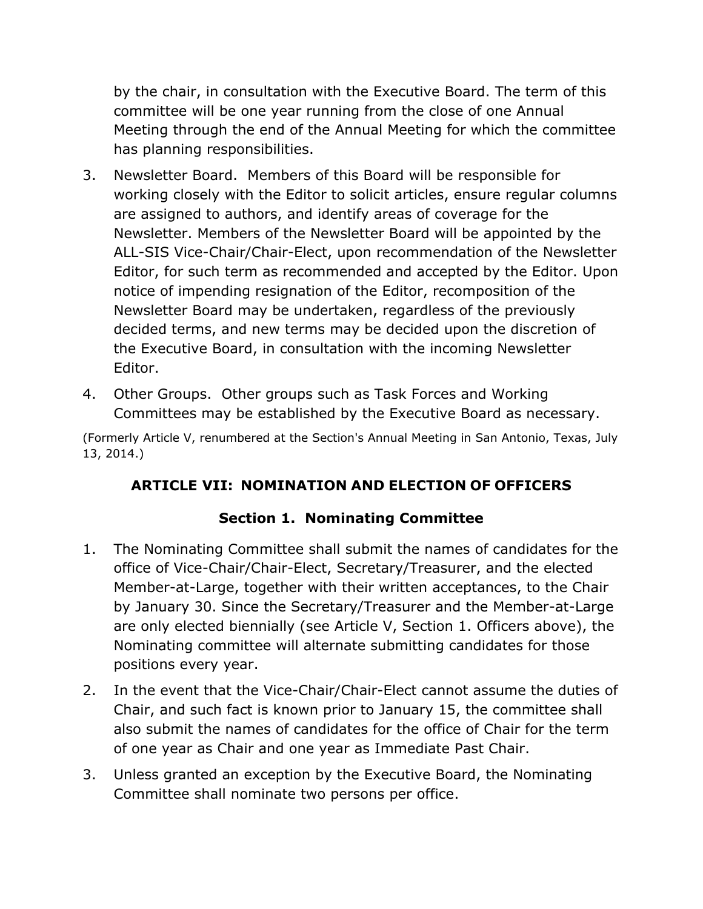by the chair, in consultation with the Executive Board. The term of this committee will be one year running from the close of one Annual Meeting through the end of the Annual Meeting for which the committee has planning responsibilities.

3. Newsletter Board. Members of this Board will be responsible for working closely with the Editor to solicit articles, ensure regular columns are assigned to authors, and identify areas of coverage for the Newsletter. Members of the Newsletter Board will be appointed by the ALL-SIS Vice-Chair/Chair-Elect, upon recommendation of the Newsletter Editor, for such term as recommended and accepted by the Editor. Upon notice of impending resignation of the Editor, recomposition of the Newsletter Board may be undertaken, regardless of the previously decided terms, and new terms may be decided upon the discretion of the Executive Board, in consultation with the incoming Newsletter Editor.
4. Other Groups. Other groups such as Task Forces and Working Committees may be established by the Executive Board as necessary.

(Formerly Article V, renumbered at the Section's Annual Meeting in San Antonio, Texas, July 13, 2014.)

## ARTICLE VII: NOMINATION AND ELECTION OF OFFICERS

### Section 1. Nominating Committee

1. The Nominating Committee shall submit the names of candidates for the office of Vice-Chair/Chair-Elect, Secretary/Treasurer, and the elected Member-at-Large, together with their written acceptances, to the Chair by January 30. Since the Secretary/Treasurer and the Member-at-Large are only elected biennially (see Article V, Section 1. Officers above), the Nominating committee will alternate submitting candidates for those positions every year.
2. In the event that the Vice-Chair/Chair-Elect cannot assume the duties of Chair, and such fact is known prior to January 15, the committee shall also submit the names of candidates for the office of Chair for the term of one year as Chair and one year as Immediate Past Chair.
3. Unless granted an exception by the Executive Board, the Nominating Committee shall nominate two persons per office.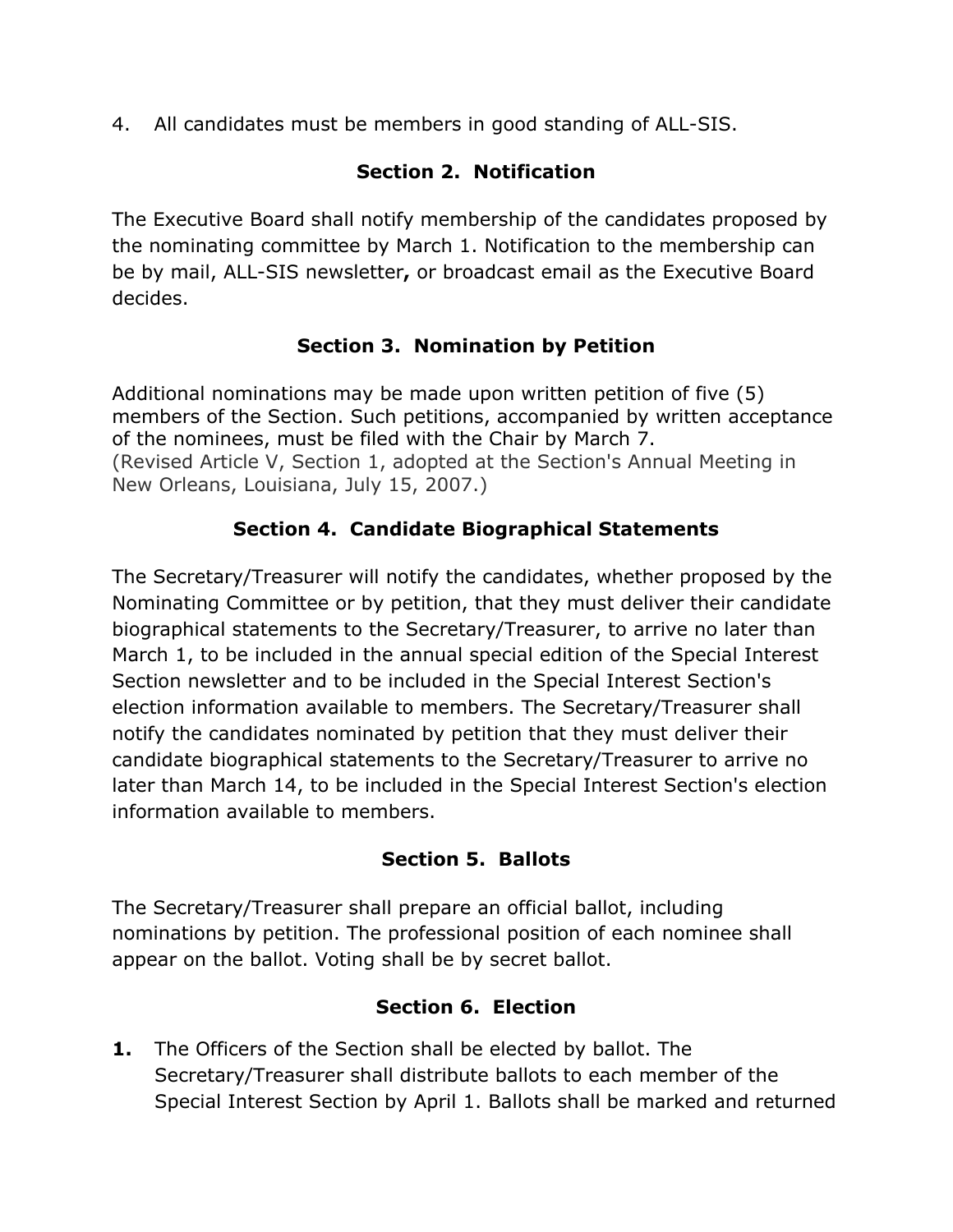4. All candidates must be members in good standing of ALL-SIS.

### Section 2. Notification

The Executive Board shall notify membership of the candidates proposed by the nominating committee by March 1. Notification to the membership can be by mail, ALL-SIS newsletter**,** or broadcast email as the Executive Board decides.

### Section 3. Nomination by Petition

Additional nominations may be made upon written petition of five (5) members of the Section. Such petitions, accompanied by written acceptance of the nominees, must be filed with the Chair by March 7.
(Revised Article V, Section 1, adopted at the Section's Annual Meeting in New Orleans, Louisiana, July 15, 2007.)

### Section 4. Candidate Biographical Statements

The Secretary/Treasurer will notify the candidates, whether proposed by the Nominating Committee or by petition, that they must deliver their candidate biographical statements to the Secretary/Treasurer, to arrive no later than March 1, to be included in the annual special edition of the Special Interest Section newsletter and to be included in the Special Interest Section's election information available to members. The Secretary/Treasurer shall notify the candidates nominated by petition that they must deliver their candidate biographical statements to the Secretary/Treasurer to arrive no later than March 14, to be included in the Special Interest Section's election information available to members.

### Section 5. Ballots

The Secretary/Treasurer shall prepare an official ballot, including nominations by petition. The professional position of each nominee shall appear on the ballot. Voting shall be by secret ballot.

### Section 6. Election

**1.** The Officers of the Section shall be elected by ballot. The Secretary/Treasurer shall distribute ballots to each member of the Special Interest Section by April 1. Ballots shall be marked and returned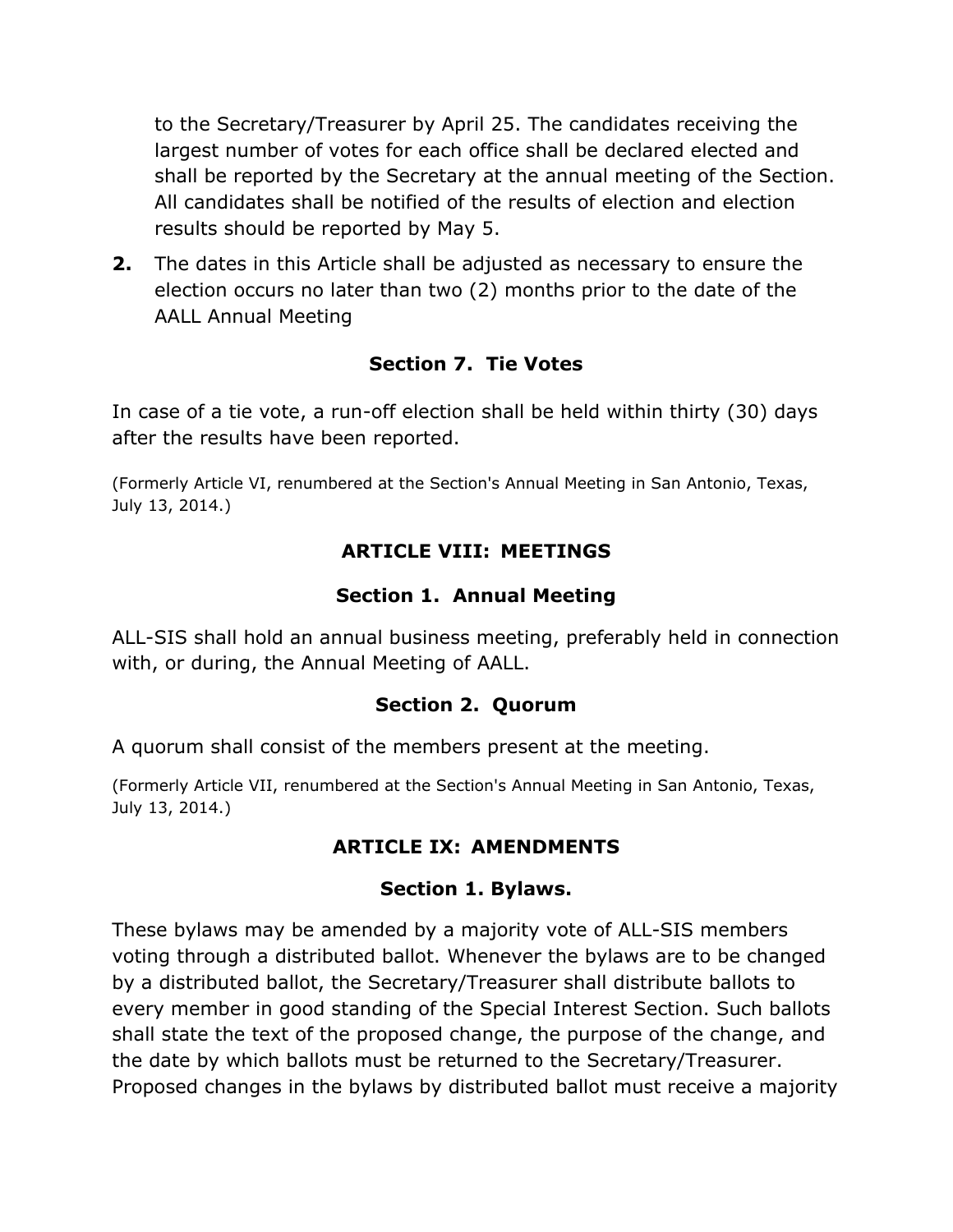to the Secretary/Treasurer by April 25. The candidates receiving the largest number of votes for each office shall be declared elected and shall be reported by the Secretary at the annual meeting of the Section. All candidates shall be notified of the results of election and election results should be reported by May 5.

**2.** The dates in this Article shall be adjusted as necessary to ensure the election occurs no later than two (2) months prior to the date of the AALL Annual Meeting

### Section 7. Tie Votes

In case of a tie vote, a run-off election shall be held within thirty (30) days after the results have been reported.

(Formerly Article VI, renumbered at the Section's Annual Meeting in San Antonio, Texas, July 13, 2014.)

## ARTICLE VIII: MEETINGS

### Section 1. Annual Meeting

ALL-SIS shall hold an annual business meeting, preferably held in connection with, or during, the Annual Meeting of AALL.

### Section 2. Quorum

A quorum shall consist of the members present at the meeting.

(Formerly Article VII, renumbered at the Section's Annual Meeting in San Antonio, Texas, July 13, 2014.)

## ARTICLE IX: AMENDMENTS

### Section 1. Bylaws.

These bylaws may be amended by a majority vote of ALL-SIS members voting through a distributed ballot. Whenever the bylaws are to be changed by a distributed ballot, the Secretary/Treasurer shall distribute ballots to every member in good standing of the Special Interest Section. Such ballots shall state the text of the proposed change, the purpose of the change, and the date by which ballots must be returned to the Secretary/Treasurer. Proposed changes in the bylaws by distributed ballot must receive a majority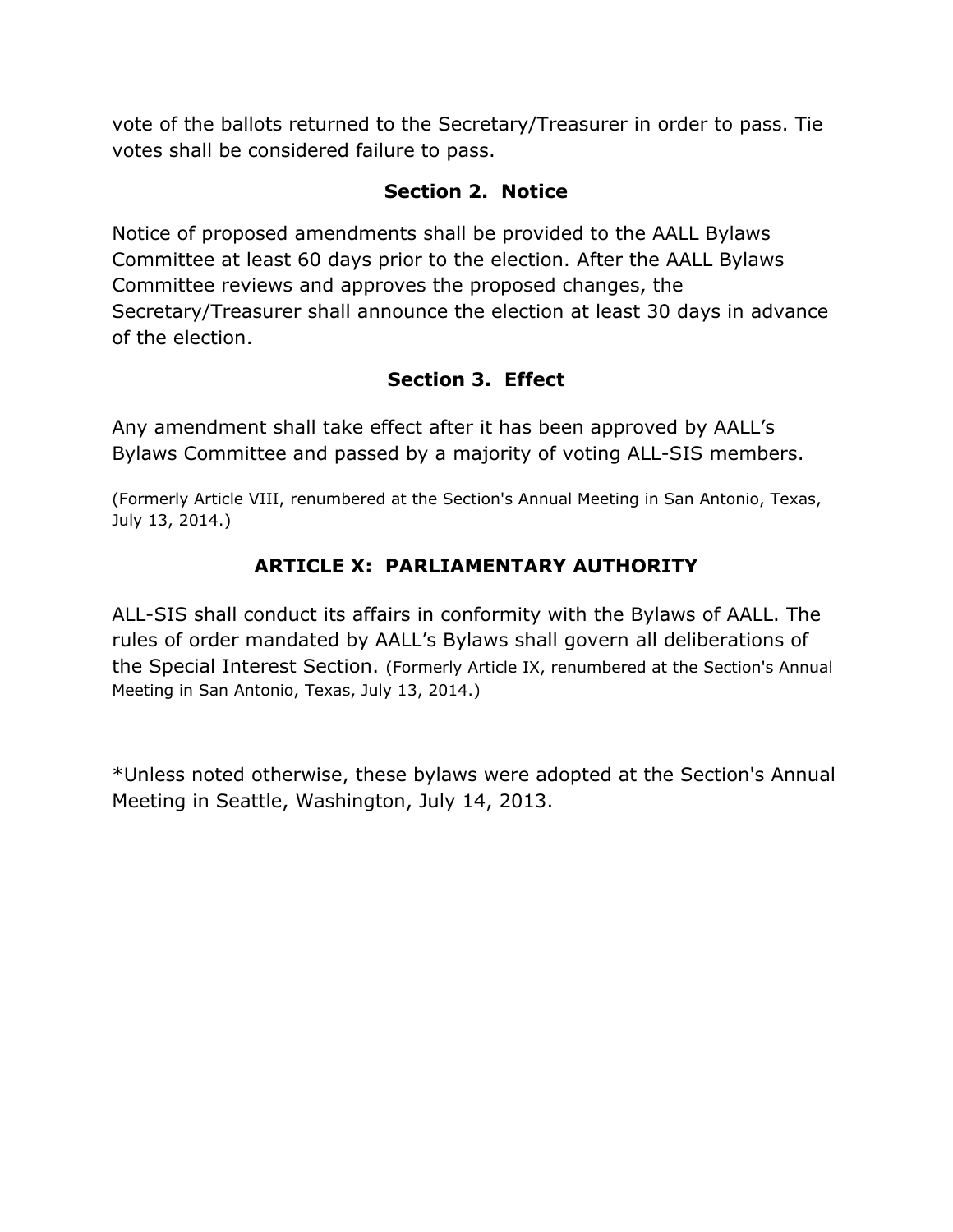vote of the ballots returned to the Secretary/Treasurer in order to pass. Tie votes shall be considered failure to pass.

### Section 2. Notice

Notice of proposed amendments shall be provided to the AALL Bylaws Committee at least 60 days prior to the election. After the AALL Bylaws Committee reviews and approves the proposed changes, the Secretary/Treasurer shall announce the election at least 30 days in advance of the election.

### Section 3. Effect

Any amendment shall take effect after it has been approved by AALL's Bylaws Committee and passed by a majority of voting ALL-SIS members.

(Formerly Article VIII, renumbered at the Section's Annual Meeting in San Antonio, Texas, July 13, 2014.)

## ARTICLE X: PARLIAMENTARY AUTHORITY

ALL-SIS shall conduct its affairs in conformity with the Bylaws of AALL. The rules of order mandated by AALL's Bylaws shall govern all deliberations of the Special Interest Section. (Formerly Article IX, renumbered at the Section's Annual Meeting in San Antonio, Texas, July 13, 2014.)

*Unless noted otherwise, these bylaws were adopted at the Section's Annual Meeting in Seattle, Washington, July 14, 2013.